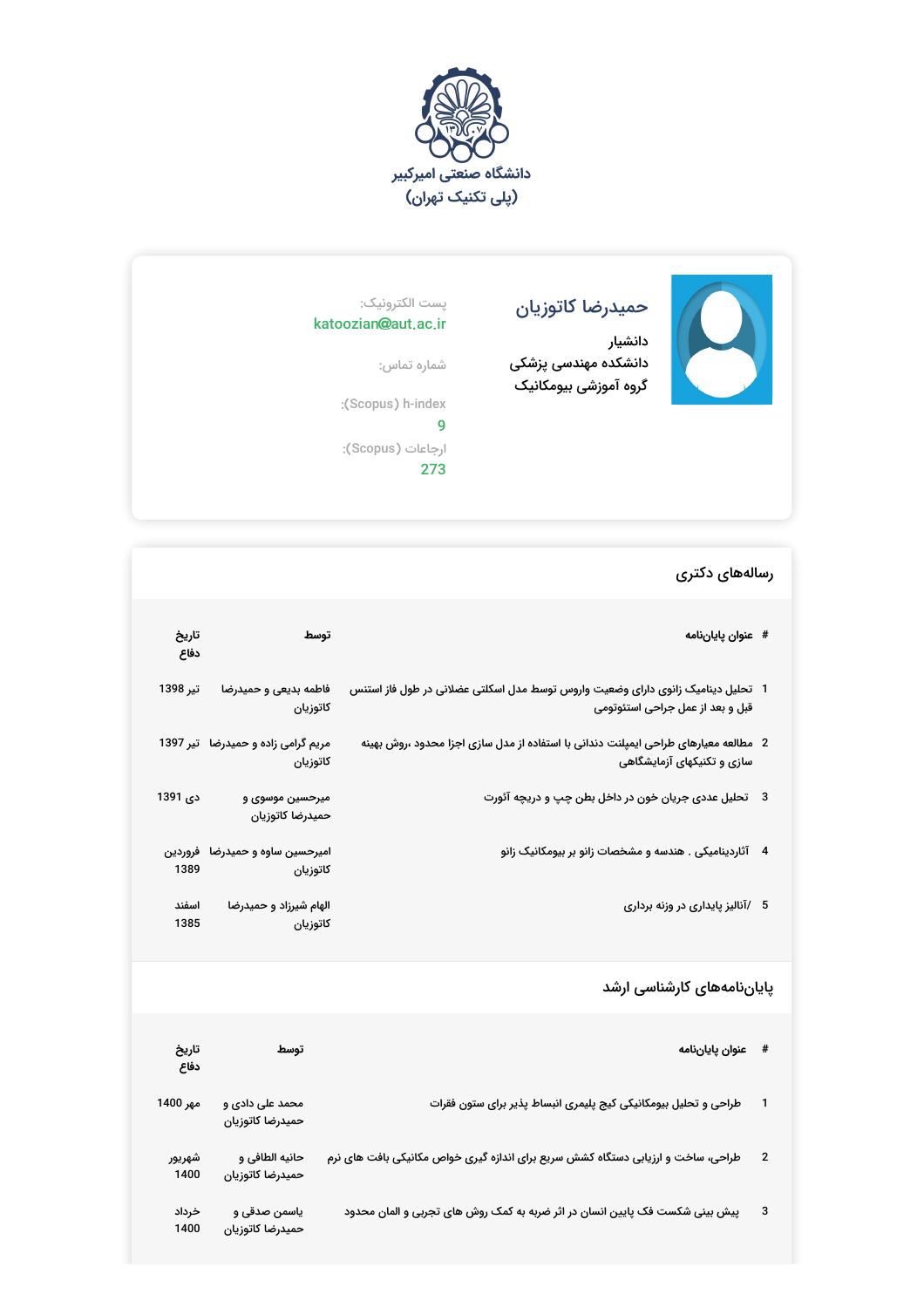دانشگاه صنعتی امیرکبیر
(پلی تکنیک تهران)

# حمیدرضا کاتوزیان

دانشیار
دانشکده مهندسی پزشکی
گروه آموزشی بیومکانیک

پست الکترونیک:
katoozian@aut.ac.ir

شماره تماس:

h-index (Scopus):
9

ارجاعات (Scopus):
273

## رساله‌های دکتری

| # | عنوان پایان‌نامه | توسط | تاریخ دفاع |
|---|---|---|---|
| 1 | تحلیل دینامیک زانوی دارای وضعیت واروس توسط مدل اسکلتی عضلانی در طول فاز استنس قبل و بعد از عمل جراحی استئوتومی | فاطمه بدیعی و حمیدرضا کاتوزیان | تیر 1398 |
| 2 | مطالعه معیارهای طراحی ایمپلنت دندانی با استفاده از مدل سازی اجزا محدود ،روش بهینه سازی و تکنیکهای آزمایشگاهی | مریم گرامی زاده و حمیدرضا کاتوزیان | تیر 1397 |
| 3 | تحلیل عددی جریان خون در داخل بطن چپ و دریچه آئورت | میرحسین موسوی و حمیدرضا کاتوزیان | دی 1391 |
| 4 | آثاردینامیکی . هندسه و مشخصات زانو بر بیومکانیک زانو | امیرحسین ساوه و حمیدرضا کاتوزیان | فروردین 1389 |
| 5 | /آنالیز پایداری در وزنه برداری | الهام شیرزاد و حمیدرضا کاتوزیان | اسفند 1385 |

## پایان‌نامه‌های کارشناسی ارشد

| # | عنوان پایان‌نامه | توسط | تاریخ دفاع |
|---|---|---|---|
| 1 | طراحی و تحلیل بیومکانیکی کیج پلیمری انبساط پذیر برای ستون فقرات | محمد علی دادی و حمیدرضا کاتوزیان | مهر 1400 |
| 2 | طراحی، ساخت و ارزیابی دستگاه کشش سریع برای اندازه گیری خواص مکانیکی بافت های نرم | حانیه الطافی و حمیدرضا کاتوزیان | شهریور 1400 |
| 3 | پیش بینی شکست فک پایین انسان در اثر ضربه به کمک روش های تجربی و المان محدود | یاسمن صدقی و حمیدرضا کاتوزیان | خرداد 1400 |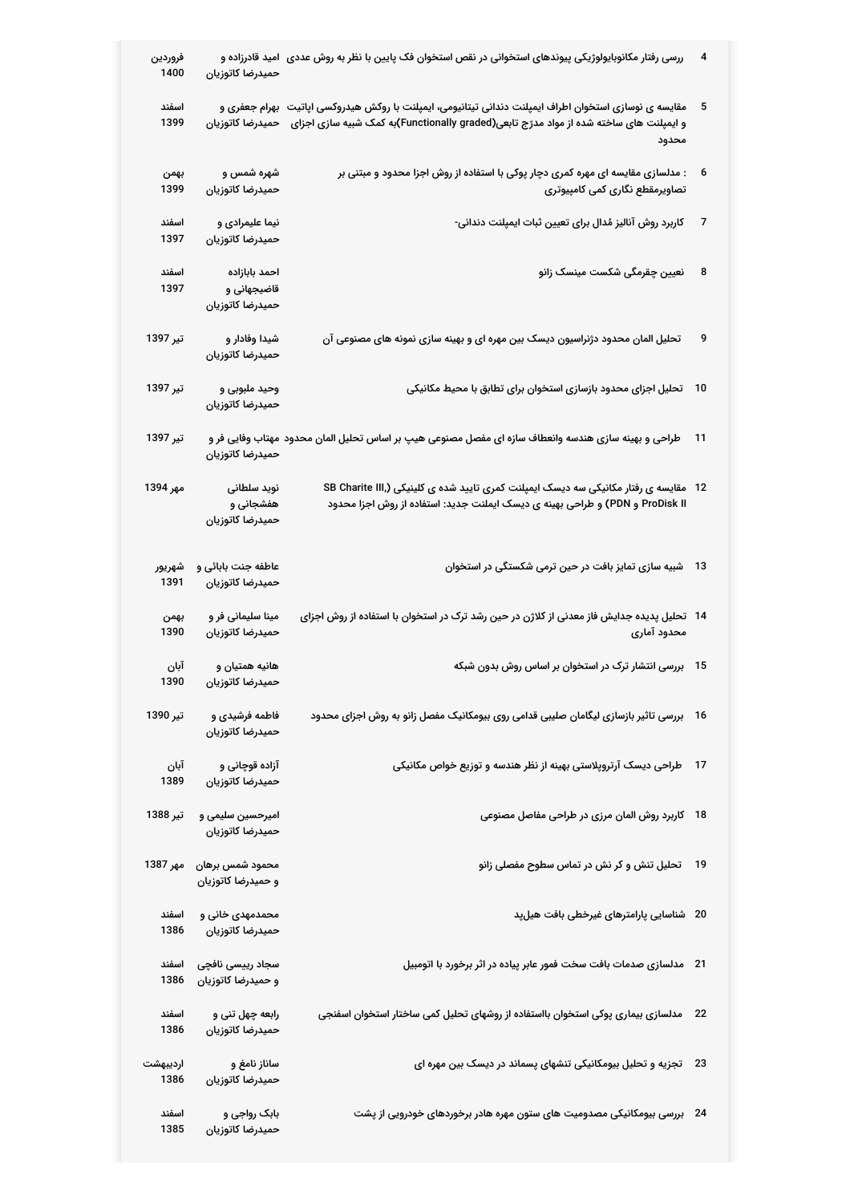| | | | |
|---|---|---|---|
| 4 | ررسی رفتار مکانوبایولوژیکی پیوندهای استخوانی در نقص استخوان فک پایین با نظر به روش عددی | امید قادرزاده و حمیدرضا کاتوزیان | فروردین 1400 |
| 5 | مقایسه ی نوسازی استخوان اطراف ایمپلنت دندانی تیتانیومی، ایمپلنت با روکش هیدروکسی اپاتیت و ایمپلنت های ساخته شده از مواد مدرّج تابعی(Functionally graded)به کمک شبیه سازی اجزای محدود | بهرام جعفری و حمیدرضا کاتوزیان | اسفند 1399 |
| 6 | : مدلسازی مقایسه ای مهره کمری دچار پوکی با استفاده از روش اجزا محدود و مبتنی بر تصاویرمقطع نگاری کمی کامپیوتری | شهره شمس و حمیدرضا کاتوزیان | بهمن 1399 |
| 7 | کاربرد روش آنالیز مُدال برای تعیین ثبات ایمپلنت دندانی- | نیما علیمرادی و حمیدرضا کاتوزیان | اسفند 1397 |
| 8 | تعیین چقرمگی شکست مینسک زانو | احمد بابازاده قاضیجهانی و حمیدرضا کاتوزیان | اسفند 1397 |
| 9 | تحلیل المان محدود دژنراسیون دیسک بین مهره ای و بهینه سازی نمونه های مصنوعی آن | شیدا وفادار و حمیدرضا کاتوزیان | تیر 1397 |
| 10 | تحلیل اجزای محدود بازسازی استخوان برای تطابق با محیط مکانیکی | وحید ملوبی و حمیدرضا کاتوزیان | تیر 1397 |
| 11 | طراحی و بهینه سازی هندسه وانعطاف سازه ای مفصل مصنوعی هیپ بر اساس تحلیل المان محدود | مهتاب وفایی فر و حمیدرضا کاتوزیان | تیر 1397 |
| 12 | مقایسه ی رفتار مکانیکی سه دیسک ایمپلنت کمری تایید شده ی کلینیکی (SB Charite III, ProDisk II و PDN) و طراحی بهینه ی دیسک ایملنت جدید: استفاده از روش اجزا محدود | نوید سلطانی هفشجانی و حمیدرضا کاتوزیان | مهر 1394 |
| 13 | شبیه سازی تمایز بافت در حین ترمی شکستگی در استخوان | عاطفه جنت بابائی و حمیدرضا کاتوزیان | شهریور 1391 |
| 14 | تحلیل پدیده جدایش فاز معدنی از کلاژن در حین رشد ترک در استخوان با استفاده از روش اجزای محدود آماری | مینا سلیمانی فر و حمیدرضا کاتوزیان | بهمن 1390 |
| 15 | بررسی انتشار ترک در استخوان بر اساس روش بدون شبکه | هانیه همتیان و حمیدرضا کاتوزیان | آبان 1390 |
| 16 | بررسی تاثیر بازسازی لیگامان صلیبی قدامی روی بیومکانیک مفصل زانو به روش اجزای محدود | فاطمه فرشیدی و حمیدرضا کاتوزیان | تیر 1390 |
| 17 | طراحی دیسک آرتروپلاستی بهینه از نظر هندسه و توزیع خواص مکانیکی | آزاده قوچانی و حمیدرضا کاتوزیان | آبان 1389 |
| 18 | کاربرد روش المان مرزی در طراحی مفاصل مصنوعی | امیرحسین سلیمی و حمیدرضا کاتوزیان | تیر 1388 |
| 19 | تحلیل تنش و کر نش در تماس سطوح مفصلی زانو | محمود شمس برهان و حمیدرضا کاتوزیان | مهر 1387 |
| 20 | شناسایی پارامترهای غیرخطی بافت هیل‌ید | محمدمهدی خانی و حمیدرضا کاتوزیان | اسفند 1386 |
| 21 | مدلسازی صدمات بافت سخت فمور عابر پیاده در اثر برخورد با اتومبیل | سجاد رییسی نافچی و حمیدرضا کاتوزیان | اسفند 1386 |
| 22 | مدلسازی بیماری پوکی استخوان بااستفاده از روشهای تحلیل کمی ساختار استخوان اسفنجی | رابعه چهل تنی و حمیدرضا کاتوزیان | اسفند 1386 |
| 23 | تجزیه و تحلیل بیومکانیکی تنشهای پسماند در دیسک بین مهره ای | ساناز نامغ و حمیدرضا کاتوزیان | اردیبهشت 1386 |
| 24 | بررسی بیومکانیکی مصدومیت های ستون مهره هادر برخوردهای خودرویی از پشت | بابک رواجی و حمیدرضا کاتوزیان | اسفند 1385 |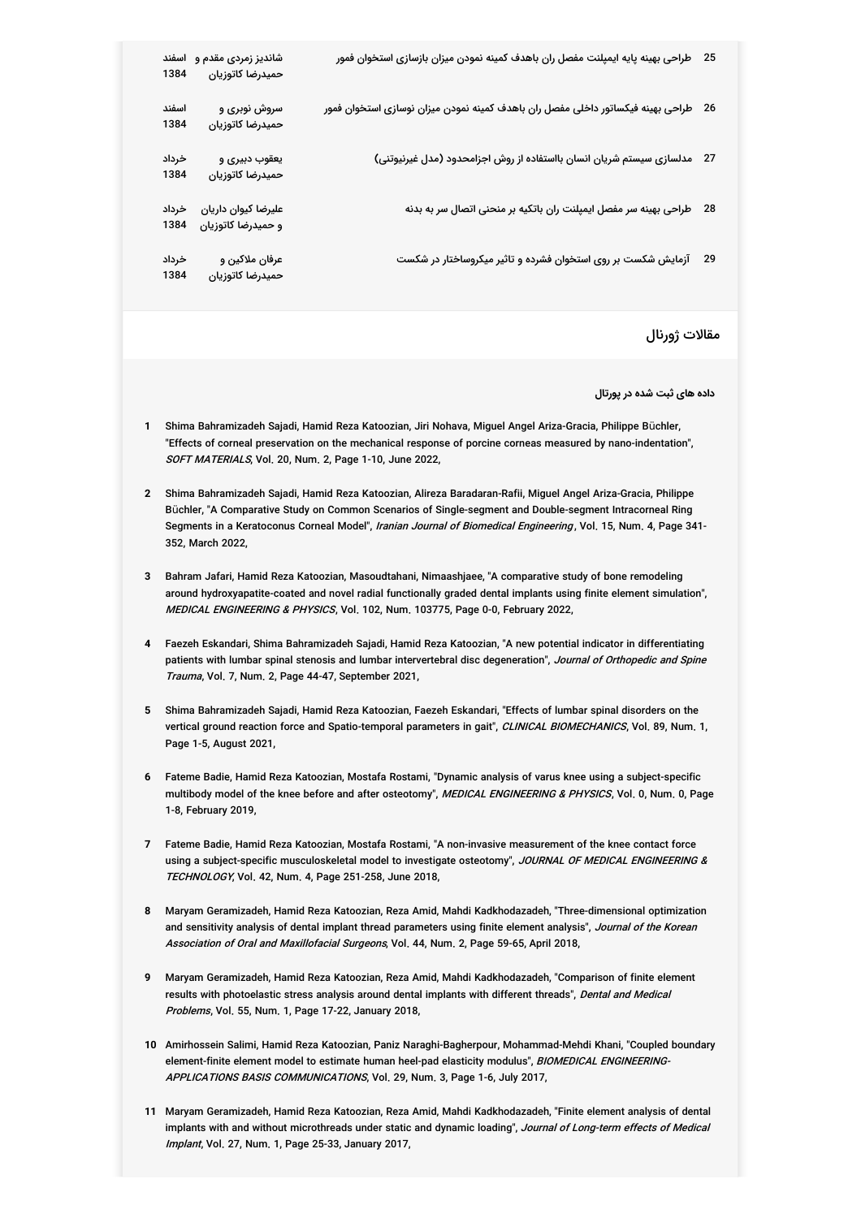| | | | |
|---|---|---|---|
| 25 | طراحی بهینه پایه ایمپلنت مفصل ران باهدف کمینه نمودن میزان بازسازی استخوان فمور | شاندیز زمردی مقدم و حمیدرضا کاتوزیان | اسفند 1384 |
| 26 | طراحی بهینه فیکساتور داخلی مفصل ران باهدف کمینه نمودن میزان نوسازی استخوان فمور | سروش نوبری و حمیدرضا کاتوزیان | اسفند 1384 |
| 27 | مدلسازی سیستم شریان انسان بااستفاده از روش اجزامحدود (مدل غیرنیوتنی) | یعقوب دبیری و حمیدرضا کاتوزیان | خرداد 1384 |
| 28 | طراحی بهینه سر مفصل ایمپلنت ران باتکیه بر منحنی اتصال سر به بدنه | علیرضا کیوان داریان و حمیدرضا کاتوزیان | خرداد 1384 |
| 29 | آزمایش شکست بر روی استخوان فشرده و تاثیر میکروساختار در شکست | عرفان ملاکین و حمیدرضا کاتوزیان | خرداد 1384 |

## مقالات ژورنال

**داده های ثبت شده در پورتال**

1. Shima Bahramizadeh Sajadi, Hamid Reza Katoozian, Jiri Nohava, Miguel Angel Ariza-Gracia, Philippe Büchler, "Effects of corneal preservation on the mechanical response of porcine corneas measured by nano-indentation", *SOFT MATERIALS*, Vol. 20, Num. 2, Page 1-10, June 2022,

2. Shima Bahramizadeh Sajadi, Hamid Reza Katoozian, Alireza Baradaran-Rafii, Miguel Angel Ariza-Gracia, Philippe Büchler, "A Comparative Study on Common Scenarios of Single-segment and Double-segment Intracorneal Ring Segments in a Keratoconus Corneal Model", *Iranian Journal of Biomedical Engineering*, Vol. 15, Num. 4, Page 341-352, March 2022,

3. Bahram Jafari, Hamid Reza Katoozian, Masoudtahani, Nimaashjaee, "A comparative study of bone remodeling around hydroxyapatite-coated and novel radial functionally graded dental implants using finite element simulation", *MEDICAL ENGINEERING & PHYSICS*, Vol. 102, Num. 103775, Page 0-0, February 2022,

4. Faezeh Eskandari, Shima Bahramizadeh Sajadi, Hamid Reza Katoozian, "A new potential indicator in differentiating patients with lumbar spinal stenosis and lumbar intervertebral disc degeneration", *Journal of Orthopedic and Spine Trauma*, Vol. 7, Num. 2, Page 44-47, September 2021,

5. Shima Bahramizadeh Sajadi, Hamid Reza Katoozian, Faezeh Eskandari, "Effects of lumbar spinal disorders on the vertical ground reaction force and Spatio-temporal parameters in gait", *CLINICAL BIOMECHANICS*, Vol. 89, Num. 1, Page 1-5, August 2021,

6. Fateme Badie, Hamid Reza Katoozian, Mostafa Rostami, "Dynamic analysis of varus knee using a subject-specific multibody model of the knee before and after osteotomy", *MEDICAL ENGINEERING & PHYSICS*, Vol. 0, Num. 0, Page 1-8, February 2019,

7. Fateme Badie, Hamid Reza Katoozian, Mostafa Rostami, "A non-invasive measurement of the knee contact force using a subject-specific musculoskeletal model to investigate osteotomy", *JOURNAL OF MEDICAL ENGINEERING & TECHNOLOGY*, Vol. 42, Num. 4, Page 251-258, June 2018,

8. Maryam Geramizadeh, Hamid Reza Katoozian, Reza Amid, Mahdi Kadkhodazadeh, "Three-dimensional optimization and sensitivity analysis of dental implant thread parameters using finite element analysis", *Journal of the Korean Association of Oral and Maxillofacial Surgeons*, Vol. 44, Num. 2, Page 59-65, April 2018,

9. Maryam Geramizadeh, Hamid Reza Katoozian, Reza Amid, Mahdi Kadkhodazadeh, "Comparison of finite element results with photoelastic stress analysis around dental implants with different threads", *Dental and Medical Problems*, Vol. 55, Num. 1, Page 17-22, January 2018,

10. Amirhossein Salimi, Hamid Reza Katoozian, Paniz Naraghi-Bagherpour, Mohammad-Mehdi Khani, "Coupled boundary element-finite element model to estimate human heel-pad elasticity modulus", *BIOMEDICAL ENGINEERING-APPLICATIONS BASIS COMMUNICATIONS*, Vol. 29, Num. 3, Page 1-6, July 2017,

11. Maryam Geramizadeh, Hamid Reza Katoozian, Reza Amid, Mahdi Kadkhodazadeh, "Finite element analysis of dental implants with and without microthreads under static and dynamic loading", *Journal of Long-term effects of Medical Implant*, Vol. 27, Num. 1, Page 25-33, January 2017,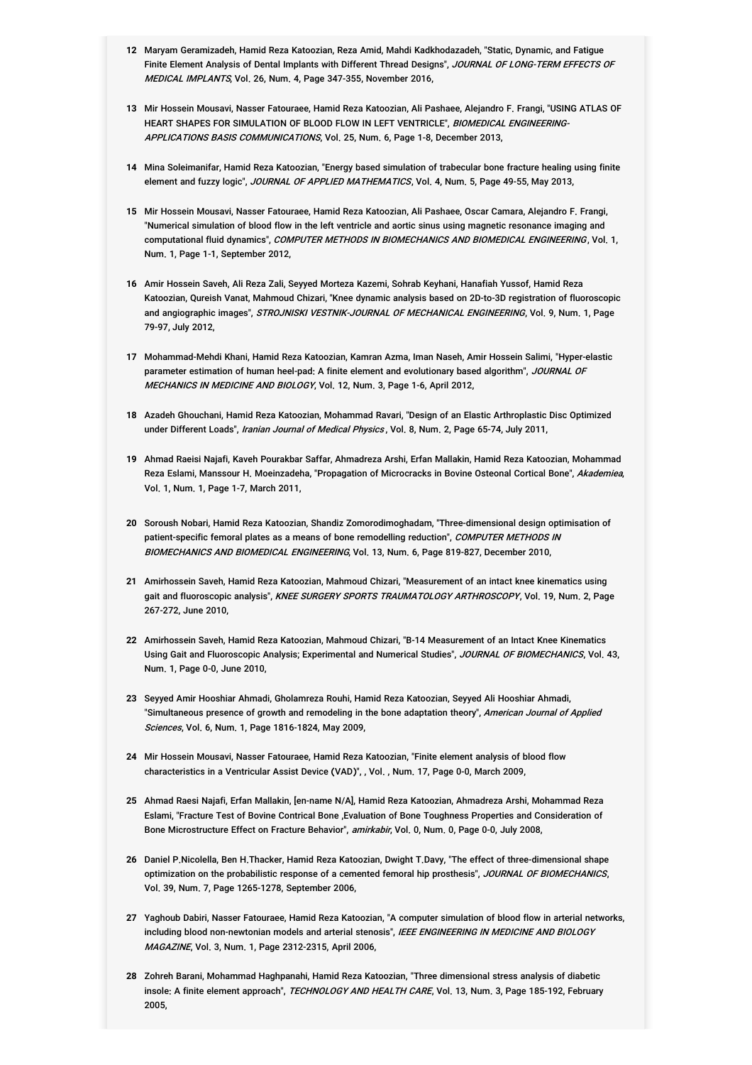12 Maryam Geramizadeh, Hamid Reza Katoozian, Reza Amid, Mahdi Kadkhodazadeh, "Static, Dynamic, and Fatigue Finite Element Analysis of Dental Implants with Different Thread Designs", *JOURNAL OF LONG-TERM EFFECTS OF MEDICAL IMPLANTS*, Vol. 26, Num. 4, Page 347-355, November 2016,

13 Mir Hossein Mousavi, Nasser Fatouraee, Hamid Reza Katoozian, Ali Pashaee, Alejandro F. Frangi, "USING ATLAS OF HEART SHAPES FOR SIMULATION OF BLOOD FLOW IN LEFT VENTRICLE", *BIOMEDICAL ENGINEERING-APPLICATIONS BASIS COMMUNICATIONS*, Vol. 25, Num. 6, Page 1-8, December 2013,

14 Mina Soleimanifar, Hamid Reza Katoozian, "Energy based simulation of trabecular bone fracture healing using finite element and fuzzy logic", *JOURNAL OF APPLIED MATHEMATICS*, Vol. 4, Num. 5, Page 49-55, May 2013,

15 Mir Hossein Mousavi, Nasser Fatouraee, Hamid Reza Katoozian, Ali Pashaee, Oscar Camara, Alejandro F. Frangi, "Numerical simulation of blood flow in the left ventricle and aortic sinus using magnetic resonance imaging and computational fluid dynamics", *COMPUTER METHODS IN BIOMECHANICS AND BIOMEDICAL ENGINEERING*, Vol. 1, Num. 1, Page 1-1, September 2012,

16 Amir Hossein Saveh, Ali Reza Zali, Seyyed Morteza Kazemi, Sohrab Keyhani, Hanafiah Yussof, Hamid Reza Katoozian, Qureish Vanat, Mahmoud Chizari, "Knee dynamic analysis based on 2D-to-3D registration of fluoroscopic and angiographic images", *STROJNISKI VESTNIK-JOURNAL OF MECHANICAL ENGINEERING*, Vol. 9, Num. 1, Page 79-97, July 2012,

17 Mohammad-Mehdi Khani, Hamid Reza Katoozian, Kamran Azma, Iman Naseh, Amir Hossein Salimi, "Hyper-elastic parameter estimation of human heel-pad: A finite element and evolutionary based algorithm", *JOURNAL OF MECHANICS IN MEDICINE AND BIOLOGY*, Vol. 12, Num. 3, Page 1-6, April 2012,

18 Azadeh Ghouchani, Hamid Reza Katoozian, Mohammad Ravari, "Design of an Elastic Arthroplastic Disc Optimized under Different Loads", *Iranian Journal of Medical Physics*, Vol. 8, Num. 2, Page 65-74, July 2011,

19 Ahmad Raeisi Najafi, Kaveh Pourakbar Saffar, Ahmadreza Arshi, Erfan Mallakin, Hamid Reza Katoozian, Mohammad Reza Eslami, Manssour H. Moeinzadeha, "Propagation of Microcracks in Bovine Osteonal Cortical Bone", *Akademiea*, Vol. 1, Num. 1, Page 1-7, March 2011,

20 Soroush Nobari, Hamid Reza Katoozian, Shandiz Zomorodimoghadam, "Three-dimensional design optimisation of patient-specific femoral plates as a means of bone remodelling reduction", *COMPUTER METHODS IN BIOMECHANICS AND BIOMEDICAL ENGINEERING*, Vol. 13, Num. 6, Page 819-827, December 2010,

21 Amirhossein Saveh, Hamid Reza Katoozian, Mahmoud Chizari, "Measurement of an intact knee kinematics using gait and fluoroscopic analysis", *KNEE SURGERY SPORTS TRAUMATOLOGY ARTHROSCOPY*, Vol. 19, Num. 2, Page 267-272, June 2010,

22 Amirhossein Saveh, Hamid Reza Katoozian, Mahmoud Chizari, "B-14 Measurement of an Intact Knee Kinematics Using Gait and Fluoroscopic Analysis; Experimental and Numerical Studies", *JOURNAL OF BIOMECHANICS*, Vol. 43, Num. 1, Page 0-0, June 2010,

23 Seyyed Amir Hooshiar Ahmadi, Gholamreza Rouhi, Hamid Reza Katoozian, Seyyed Ali Hooshiar Ahmadi, "Simultaneous presence of growth and remodeling in the bone adaptation theory", *American Journal of Applied Sciences*, Vol. 6, Num. 1, Page 1816-1824, May 2009,

24 Mir Hossein Mousavi, Nasser Fatouraee, Hamid Reza Katoozian, "Finite element analysis of blood flow characteristics in a Ventricular Assist Device (VAD)", , Vol. , Num. 17, Page 0-0, March 2009,

25 Ahmad Raesi Najafi, Erfan Mallakin, [en-name N/A], Hamid Reza Katoozian, Ahmadreza Arshi, Mohammad Reza Eslami, "Fracture Test of Bovine Contrical Bone ,Evaluation of Bone Toughness Properties and Consideration of Bone Microstructure Effect on Fracture Behavior", *amirkabir*, Vol. 0, Num. 0, Page 0-0, July 2008,

26 Daniel P.Nicolella, Ben H.Thacker, Hamid Reza Katoozian, Dwight T.Davy, "The effect of three-dimensional shape optimization on the probabilistic response of a cemented femoral hip prosthesis", *JOURNAL OF BIOMECHANICS*, Vol. 39, Num. 7, Page 1265-1278, September 2006,

27 Yaghoub Dabiri, Nasser Fatouraee, Hamid Reza Katoozian, "A computer simulation of blood flow in arterial networks, including blood non-newtonian models and arterial stenosis", *IEEE ENGINEERING IN MEDICINE AND BIOLOGY MAGAZINE*, Vol. 3, Num. 1, Page 2312-2315, April 2006,

28 Zohreh Barani, Mohammad Haghpanahi, Hamid Reza Katoozian, "Three dimensional stress analysis of diabetic insole: A finite element approach", *TECHNOLOGY AND HEALTH CARE*, Vol. 13, Num. 3, Page 185-192, February 2005,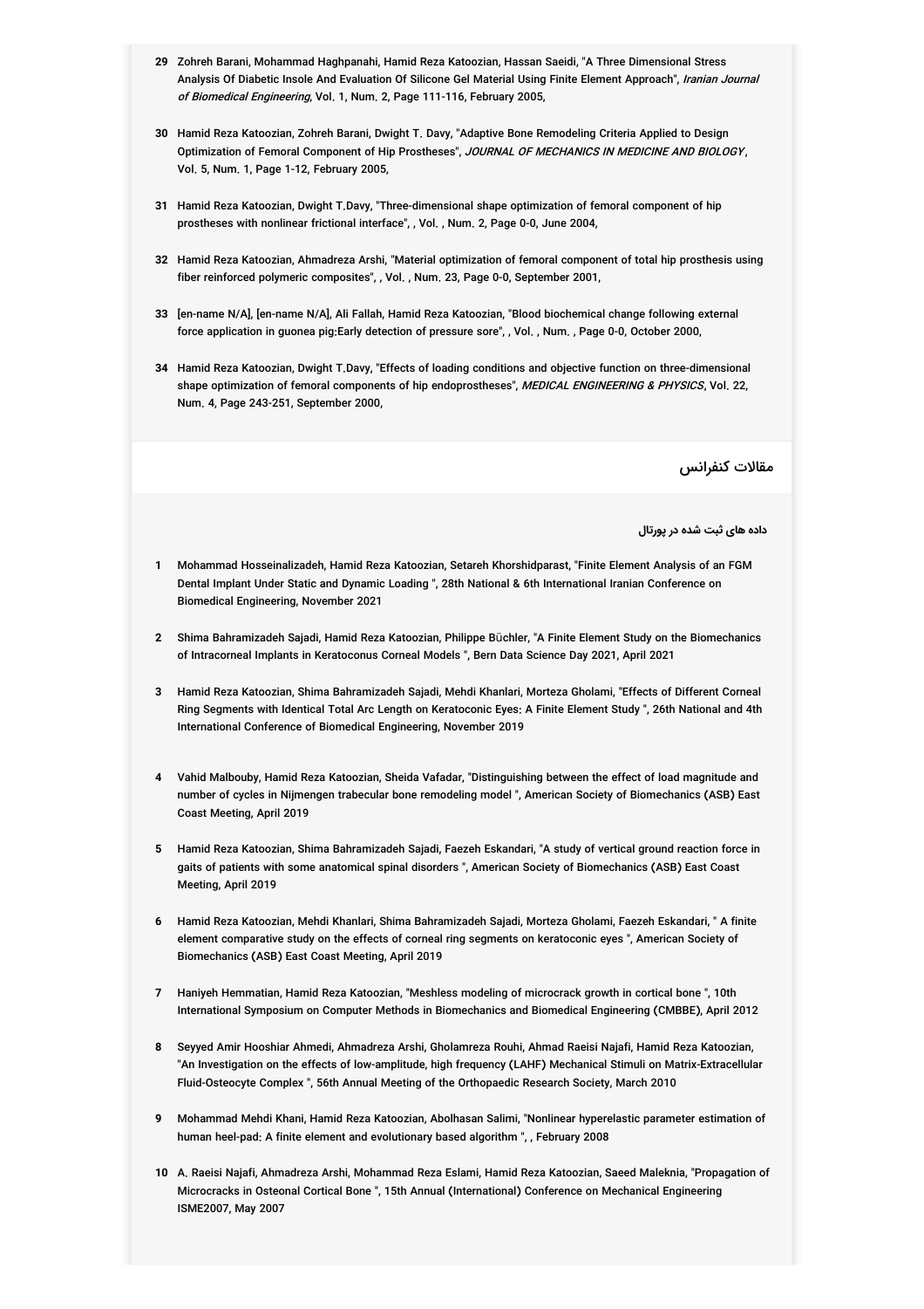29 Zohreh Barani, Mohammad Haghpanahi, Hamid Reza Katoozian, Hassan Saeidi, "A Three Dimensional Stress Analysis Of Diabetic Insole And Evaluation Of Silicone Gel Material Using Finite Element Approach", *Iranian Journal of Biomedical Engineering*, Vol. 1, Num. 2, Page 111-116, February 2005,

30 Hamid Reza Katoozian, Zohreh Barani, Dwight T. Davy, "Adaptive Bone Remodeling Criteria Applied to Design Optimization of Femoral Component of Hip Prostheses", *JOURNAL OF MECHANICS IN MEDICINE AND BIOLOGY*, Vol. 5, Num. 1, Page 1-12, February 2005,

31 Hamid Reza Katoozian, Dwight T.Davy, "Three-dimensional shape optimization of femoral component of hip prostheses with nonlinear frictional interface", , Vol. , Num. 2, Page 0-0, June 2004,

32 Hamid Reza Katoozian, Ahmadreza Arshi, "Material optimization of femoral component of total hip prosthesis using fiber reinforced polymeric composites", , Vol. , Num. 23, Page 0-0, September 2001,

33 [en-name N/A], [en-name N/A], Ali Fallah, Hamid Reza Katoozian, "Blood biochemical change following external force application in guonea pig:Early detection of pressure sore", , Vol. , Num. , Page 0-0, October 2000,

34 Hamid Reza Katoozian, Dwight T.Davy, "Effects of loading conditions and objective function on three-dimensional shape optimization of femoral components of hip endoprostheses", *MEDICAL ENGINEERING & PHYSICS*, Vol. 22, Num. 4, Page 243-251, September 2000,

## مقالات کنفرانس

**داده های ثبت شده در پورتال**

1 Mohammad Hosseinalizadeh, Hamid Reza Katoozian, Setareh Khorshidparast, "Finite Element Analysis of an FGM Dental Implant Under Static and Dynamic Loading ", 28th National & 6th International Iranian Conference on Biomedical Engineering, November 2021

2 Shima Bahramizadeh Sajadi, Hamid Reza Katoozian, Philippe Büchler, "A Finite Element Study on the Biomechanics of Intracorneal Implants in Keratoconus Corneal Models ", Bern Data Science Day 2021, April 2021

3 Hamid Reza Katoozian, Shima Bahramizadeh Sajadi, Mehdi Khanlari, Morteza Gholami, "Effects of Different Corneal Ring Segments with Identical Total Arc Length on Keratoconic Eyes: A Finite Element Study ", 26th National and 4th International Conference of Biomedical Engineering, November 2019

4 Vahid Malbouby, Hamid Reza Katoozian, Sheida Vafadar, "Distinguishing between the effect of load magnitude and number of cycles in Nijmengen trabecular bone remodeling model ", American Society of Biomechanics (ASB) East Coast Meeting, April 2019

5 Hamid Reza Katoozian, Shima Bahramizadeh Sajadi, Faezeh Eskandari, "A study of vertical ground reaction force in gaits of patients with some anatomical spinal disorders ", American Society of Biomechanics (ASB) East Coast Meeting, April 2019

6 Hamid Reza Katoozian, Mehdi Khanlari, Shima Bahramizadeh Sajadi, Morteza Gholami, Faezeh Eskandari, " A finite element comparative study on the effects of corneal ring segments on keratoconic eyes ", American Society of Biomechanics (ASB) East Coast Meeting, April 2019

7 Haniyeh Hemmatian, Hamid Reza Katoozian, "Meshless modeling of microcrack growth in cortical bone ", 10th International Symposium on Computer Methods in Biomechanics and Biomedical Engineering (CMBBE), April 2012

8 Seyyed Amir Hooshiar Ahmedi, Ahmadreza Arshi, Gholamreza Rouhi, Ahmad Raeisi Najafi, Hamid Reza Katoozian, "An Investigation on the effects of low-amplitude, high frequency (LAHF) Mechanical Stimuli on Matrix-Extracellular Fluid-Osteocyte Complex ", 56th Annual Meeting of the Orthopaedic Research Society, March 2010

9 Mohammad Mehdi Khani, Hamid Reza Katoozian, Abolhasan Salimi, "Nonlinear hyperelastic parameter estimation of human heel-pad: A finite element and evolutionary based algorithm ", , February 2008

10 A. Raeisi Najafi, Ahmadreza Arshi, Mohammad Reza Eslami, Hamid Reza Katoozian, Saeed Maleknia, "Propagation of Microcracks in Osteonal Cortical Bone ", 15th Annual (International) Conference on Mechanical Engineering ISME2007, May 2007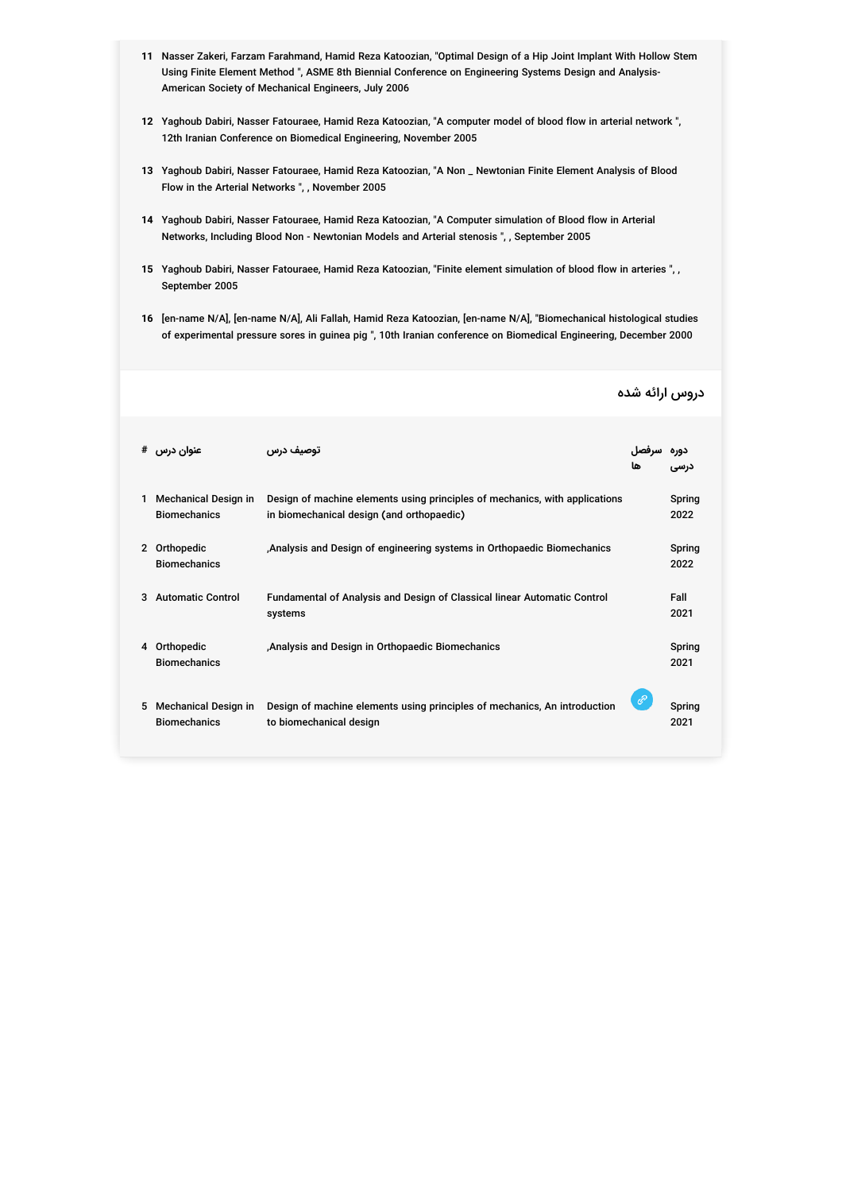11 Nasser Zakeri, Farzam Farahmand, Hamid Reza Katoozian, "Optimal Design of a Hip Joint Implant With Hollow Stem Using Finite Element Method ", ASME 8th Biennial Conference on Engineering Systems Design and Analysis-American Society of Mechanical Engineers, July 2006

12 Yaghoub Dabiri, Nasser Fatouraee, Hamid Reza Katoozian, "A computer model of blood flow in arterial network ", 12th Iranian Conference on Biomedical Engineering, November 2005

13 Yaghoub Dabiri, Nasser Fatouraee, Hamid Reza Katoozian, "A Non _ Newtonian Finite Element Analysis of Blood Flow in the Arterial Networks ", , November 2005

14 Yaghoub Dabiri, Nasser Fatouraee, Hamid Reza Katoozian, "A Computer simulation of Blood flow in Arterial Networks, Including Blood Non - Newtonian Models and Arterial stenosis ", , September 2005

15 Yaghoub Dabiri, Nasser Fatouraee, Hamid Reza Katoozian, "Finite element simulation of blood flow in arteries ", , September 2005

16 [en-name N/A], [en-name N/A], Ali Fallah, Hamid Reza Katoozian, [en-name N/A], "Biomechanical histological studies of experimental pressure sores in guinea pig ", 10th Iranian conference on Biomedical Engineering, December 2000

## دروس ارائه شده

| # | عنوان درس | توصیف درس | سرفصل ها | دوره درسی |
|---|---|---|---|---|
| 1 | Mechanical Design in Biomechanics | Design of machine elements using principles of mechanics, with applications in biomechanical design (and orthopaedic) | | Spring 2022 |
| 2 | Orthopedic Biomechanics | ,Analysis and Design of engineering systems in Orthopaedic Biomechanics | | Spring 2022 |
| 3 | Automatic Control | Fundamental of Analysis and Design of Classical linear Automatic Control systems | | Fall 2021 |
| 4 | Orthopedic Biomechanics | ,Analysis and Design in Orthopaedic Biomechanics | | Spring 2021 |
| 5 | Mechanical Design in Biomechanics | Design of machine elements using principles of mechanics, An introduction to biomechanical design | | Spring 2021 |